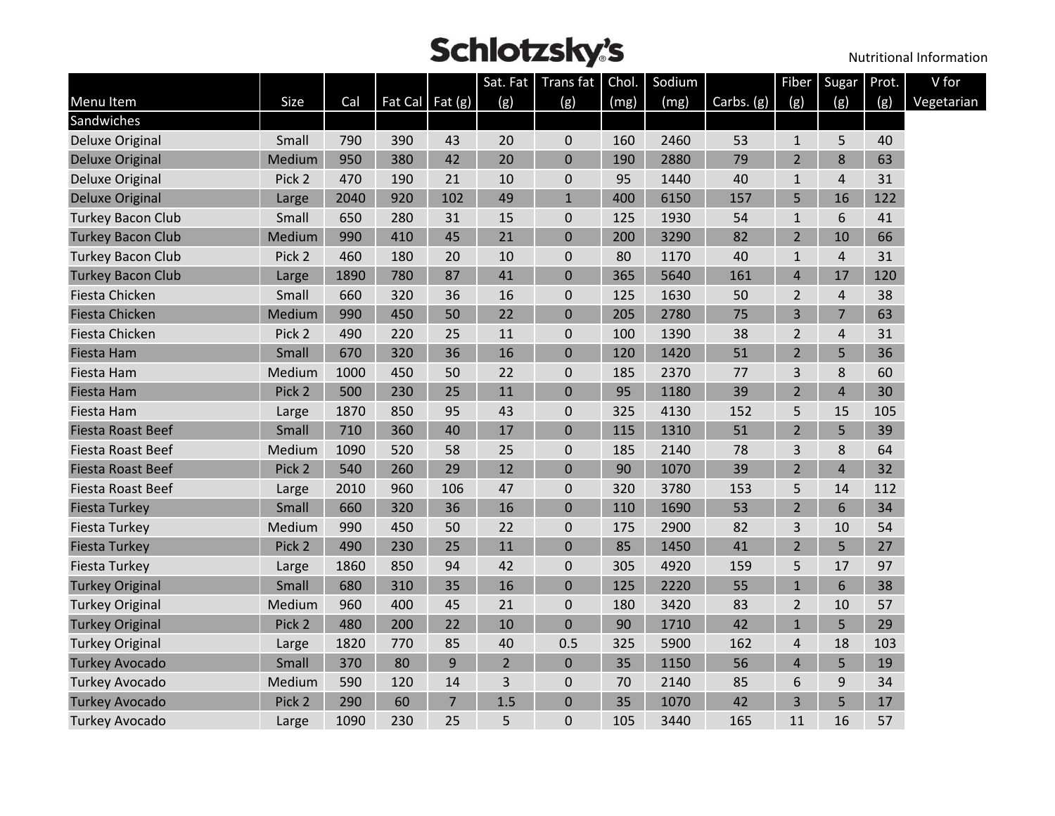# Schlotzsky's

Nutritional Information

| Menu Item | Size | Cal | Fat Cal | Fat (g) | Sat. Fat (g) | Trans fat (g) | Chol. (mg) | Sodium (mg) | Carbs. (g) | Fiber (g) | Sugar (g) | Prot. (g) | V for Vegetarian |
|---|---|---|---|---|---|---|---|---|---|---|---|---|---|
| Sandwiches | | | | | | | | | | | | | |
| Deluxe Original | Small | 790 | 390 | 43 | 20 | 0 | 160 | 2460 | 53 | 1 | 5 | 40 | |
| Deluxe Original | Medium | 950 | 380 | 42 | 20 | 0 | 190 | 2880 | 79 | 2 | 8 | 63 | |
| Deluxe Original | Pick 2 | 470 | 190 | 21 | 10 | 0 | 95 | 1440 | 40 | 1 | 4 | 31 | |
| Deluxe Original | Large | 2040 | 920 | 102 | 49 | 1 | 400 | 6150 | 157 | 5 | 16 | 122 | |
| Turkey Bacon Club | Small | 650 | 280 | 31 | 15 | 0 | 125 | 1930 | 54 | 1 | 6 | 41 | |
| Turkey Bacon Club | Medium | 990 | 410 | 45 | 21 | 0 | 200 | 3290 | 82 | 2 | 10 | 66 | |
| Turkey Bacon Club | Pick 2 | 460 | 180 | 20 | 10 | 0 | 80 | 1170 | 40 | 1 | 4 | 31 | |
| Turkey Bacon Club | Large | 1890 | 780 | 87 | 41 | 0 | 365 | 5640 | 161 | 4 | 17 | 120 | |
| Fiesta Chicken | Small | 660 | 320 | 36 | 16 | 0 | 125 | 1630 | 50 | 2 | 4 | 38 | |
| Fiesta Chicken | Medium | 990 | 450 | 50 | 22 | 0 | 205 | 2780 | 75 | 3 | 7 | 63 | |
| Fiesta Chicken | Pick 2 | 490 | 220 | 25 | 11 | 0 | 100 | 1390 | 38 | 2 | 4 | 31 | |
| Fiesta Ham | Small | 670 | 320 | 36 | 16 | 0 | 120 | 1420 | 51 | 2 | 5 | 36 | |
| Fiesta Ham | Medium | 1000 | 450 | 50 | 22 | 0 | 185 | 2370 | 77 | 3 | 8 | 60 | |
| Fiesta Ham | Pick 2 | 500 | 230 | 25 | 11 | 0 | 95 | 1180 | 39 | 2 | 4 | 30 | |
| Fiesta Ham | Large | 1870 | 850 | 95 | 43 | 0 | 325 | 4130 | 152 | 5 | 15 | 105 | |
| Fiesta Roast Beef | Small | 710 | 360 | 40 | 17 | 0 | 115 | 1310 | 51 | 2 | 5 | 39 | |
| Fiesta Roast Beef | Medium | 1090 | 520 | 58 | 25 | 0 | 185 | 2140 | 78 | 3 | 8 | 64 | |
| Fiesta Roast Beef | Pick 2 | 540 | 260 | 29 | 12 | 0 | 90 | 1070 | 39 | 2 | 4 | 32 | |
| Fiesta Roast Beef | Large | 2010 | 960 | 106 | 47 | 0 | 320 | 3780 | 153 | 5 | 14 | 112 | |
| Fiesta Turkey | Small | 660 | 320 | 36 | 16 | 0 | 110 | 1690 | 53 | 2 | 6 | 34 | |
| Fiesta Turkey | Medium | 990 | 450 | 50 | 22 | 0 | 175 | 2900 | 82 | 3 | 10 | 54 | |
| Fiesta Turkey | Pick 2 | 490 | 230 | 25 | 11 | 0 | 85 | 1450 | 41 | 2 | 5 | 27 | |
| Fiesta Turkey | Large | 1860 | 850 | 94 | 42 | 0 | 305 | 4920 | 159 | 5 | 17 | 97 | |
| Turkey Original | Small | 680 | 310 | 35 | 16 | 0 | 125 | 2220 | 55 | 1 | 6 | 38 | |
| Turkey Original | Medium | 960 | 400 | 45 | 21 | 0 | 180 | 3420 | 83 | 2 | 10 | 57 | |
| Turkey Original | Pick 2 | 480 | 200 | 22 | 10 | 0 | 90 | 1710 | 42 | 1 | 5 | 29 | |
| Turkey Original | Large | 1820 | 770 | 85 | 40 | 0.5 | 325 | 5900 | 162 | 4 | 18 | 103 | |
| Turkey Avocado | Small | 370 | 80 | 9 | 2 | 0 | 35 | 1150 | 56 | 4 | 5 | 19 | |
| Turkey Avocado | Medium | 590 | 120 | 14 | 3 | 0 | 70 | 2140 | 85 | 6 | 9 | 34 | |
| Turkey Avocado | Pick 2 | 290 | 60 | 7 | 1.5 | 0 | 35 | 1070 | 42 | 3 | 5 | 17 | |
| Turkey Avocado | Large | 1090 | 230 | 25 | 5 | 0 | 105 | 3440 | 165 | 11 | 16 | 57 | |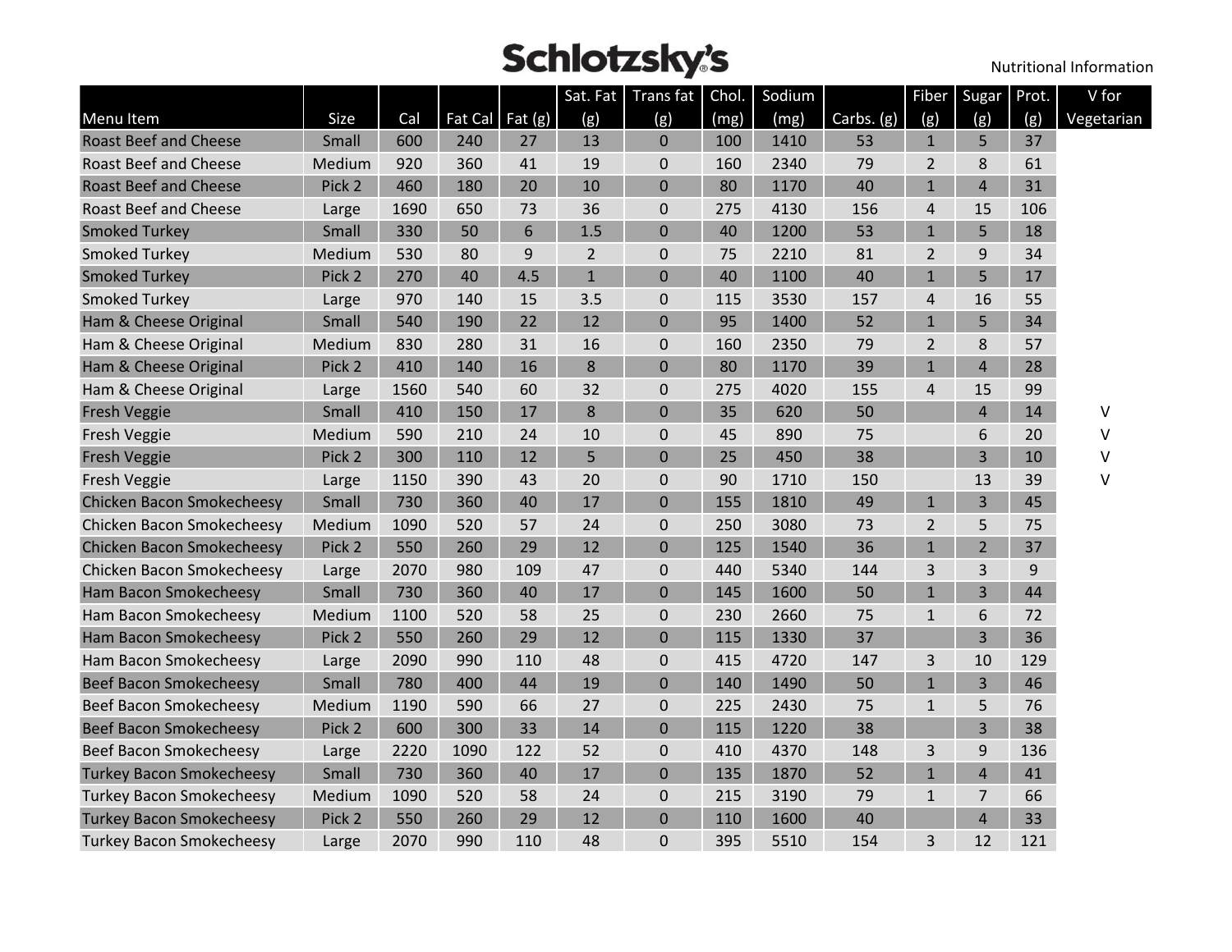# Schlotzsky's

Nutritional Information

| Menu Item | Size | Cal | Fat Cal | Fat (g) | Sat. Fat (g) | Trans fat (g) | Chol. (mg) | Sodium (mg) | Carbs. (g) | Fiber (g) | Sugar (g) | Prot. (g) | V for Vegetarian |
|---|---|---|---|---|---|---|---|---|---|---|---|---|---|
| Roast Beef and Cheese | Small | 600 | 240 | 27 | 13 | 0 | 100 | 1410 | 53 | 1 | 5 | 37 | |
| Roast Beef and Cheese | Medium | 920 | 360 | 41 | 19 | 0 | 160 | 2340 | 79 | 2 | 8 | 61 | |
| Roast Beef and Cheese | Pick 2 | 460 | 180 | 20 | 10 | 0 | 80 | 1170 | 40 | 1 | 4 | 31 | |
| Roast Beef and Cheese | Large | 1690 | 650 | 73 | 36 | 0 | 275 | 4130 | 156 | 4 | 15 | 106 | |
| Smoked Turkey | Small | 330 | 50 | 6 | 1.5 | 0 | 40 | 1200 | 53 | 1 | 5 | 18 | |
| Smoked Turkey | Medium | 530 | 80 | 9 | 2 | 0 | 75 | 2210 | 81 | 2 | 9 | 34 | |
| Smoked Turkey | Pick 2 | 270 | 40 | 4.5 | 1 | 0 | 40 | 1100 | 40 | 1 | 5 | 17 | |
| Smoked Turkey | Large | 970 | 140 | 15 | 3.5 | 0 | 115 | 3530 | 157 | 4 | 16 | 55 | |
| Ham & Cheese Original | Small | 540 | 190 | 22 | 12 | 0 | 95 | 1400 | 52 | 1 | 5 | 34 | |
| Ham & Cheese Original | Medium | 830 | 280 | 31 | 16 | 0 | 160 | 2350 | 79 | 2 | 8 | 57 | |
| Ham & Cheese Original | Pick 2 | 410 | 140 | 16 | 8 | 0 | 80 | 1170 | 39 | 1 | 4 | 28 | |
| Ham & Cheese Original | Large | 1560 | 540 | 60 | 32 | 0 | 275 | 4020 | 155 | 4 | 15 | 99 | |
| Fresh Veggie | Small | 410 | 150 | 17 | 8 | 0 | 35 | 620 | 50 | | 4 | 14 | V |
| Fresh Veggie | Medium | 590 | 210 | 24 | 10 | 0 | 45 | 890 | 75 | | 6 | 20 | V |
| Fresh Veggie | Pick 2 | 300 | 110 | 12 | 5 | 0 | 25 | 450 | 38 | | 3 | 10 | V |
| Fresh Veggie | Large | 1150 | 390 | 43 | 20 | 0 | 90 | 1710 | 150 | | 13 | 39 | V |
| Chicken Bacon Smokecheesy | Small | 730 | 360 | 40 | 17 | 0 | 155 | 1810 | 49 | 1 | 3 | 45 | |
| Chicken Bacon Smokecheesy | Medium | 1090 | 520 | 57 | 24 | 0 | 250 | 3080 | 73 | 2 | 5 | 75 | |
| Chicken Bacon Smokecheesy | Pick 2 | 550 | 260 | 29 | 12 | 0 | 125 | 1540 | 36 | 1 | 2 | 37 | |
| Chicken Bacon Smokecheesy | Large | 2070 | 980 | 109 | 47 | 0 | 440 | 5340 | 144 | 3 | 3 | 9 | |
| Ham Bacon Smokecheesy | Small | 730 | 360 | 40 | 17 | 0 | 145 | 1600 | 50 | 1 | 3 | 44 | |
| Ham Bacon Smokecheesy | Medium | 1100 | 520 | 58 | 25 | 0 | 230 | 2660 | 75 | 1 | 6 | 72 | |
| Ham Bacon Smokecheesy | Pick 2 | 550 | 260 | 29 | 12 | 0 | 115 | 1330 | 37 | | 3 | 36 | |
| Ham Bacon Smokecheesy | Large | 2090 | 990 | 110 | 48 | 0 | 415 | 4720 | 147 | 3 | 10 | 129 | |
| Beef Bacon Smokecheesy | Small | 780 | 400 | 44 | 19 | 0 | 140 | 1490 | 50 | 1 | 3 | 46 | |
| Beef Bacon Smokecheesy | Medium | 1190 | 590 | 66 | 27 | 0 | 225 | 2430 | 75 | 1 | 5 | 76 | |
| Beef Bacon Smokecheesy | Pick 2 | 600 | 300 | 33 | 14 | 0 | 115 | 1220 | 38 | | 3 | 38 | |
| Beef Bacon Smokecheesy | Large | 2220 | 1090 | 122 | 52 | 0 | 410 | 4370 | 148 | 3 | 9 | 136 | |
| Turkey Bacon Smokecheesy | Small | 730 | 360 | 40 | 17 | 0 | 135 | 1870 | 52 | 1 | 4 | 41 | |
| Turkey Bacon Smokecheesy | Medium | 1090 | 520 | 58 | 24 | 0 | 215 | 3190 | 79 | 1 | 7 | 66 | |
| Turkey Bacon Smokecheesy | Pick 2 | 550 | 260 | 29 | 12 | 0 | 110 | 1600 | 40 | | 4 | 33 | |
| Turkey Bacon Smokecheesy | Large | 2070 | 990 | 110 | 48 | 0 | 395 | 5510 | 154 | 3 | 12 | 121 | |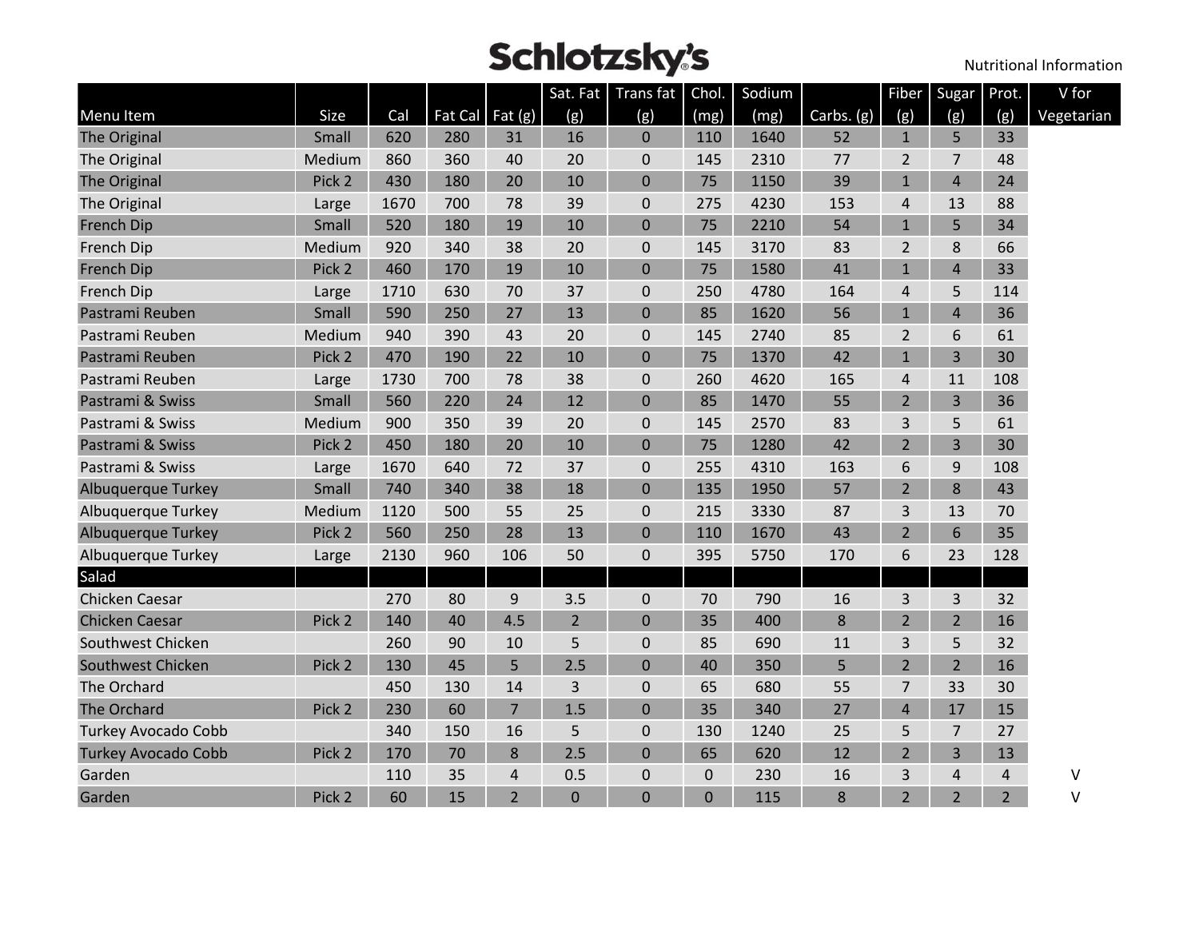# Schlotzsky's

Nutritional Information

| Menu Item | Size | Cal | Fat Cal | Fat (g) | Sat. Fat (g) | Trans fat (g) | Chol. (mg) | Sodium (mg) | Carbs. (g) | Fiber (g) | Sugar (g) | Prot. (g) | V for Vegetarian |
|---|---|---|---|---|---|---|---|---|---|---|---|---|---|
| The Original | Small | 620 | 280 | 31 | 16 | 0 | 110 | 1640 | 52 | 1 | 5 | 33 | |
| The Original | Medium | 860 | 360 | 40 | 20 | 0 | 145 | 2310 | 77 | 2 | 7 | 48 | |
| The Original | Pick 2 | 430 | 180 | 20 | 10 | 0 | 75 | 1150 | 39 | 1 | 4 | 24 | |
| The Original | Large | 1670 | 700 | 78 | 39 | 0 | 275 | 4230 | 153 | 4 | 13 | 88 | |
| French Dip | Small | 520 | 180 | 19 | 10 | 0 | 75 | 2210 | 54 | 1 | 5 | 34 | |
| French Dip | Medium | 920 | 340 | 38 | 20 | 0 | 145 | 3170 | 83 | 2 | 8 | 66 | |
| French Dip | Pick 2 | 460 | 170 | 19 | 10 | 0 | 75 | 1580 | 41 | 1 | 4 | 33 | |
| French Dip | Large | 1710 | 630 | 70 | 37 | 0 | 250 | 4780 | 164 | 4 | 5 | 114 | |
| Pastrami Reuben | Small | 590 | 250 | 27 | 13 | 0 | 85 | 1620 | 56 | 1 | 4 | 36 | |
| Pastrami Reuben | Medium | 940 | 390 | 43 | 20 | 0 | 145 | 2740 | 85 | 2 | 6 | 61 | |
| Pastrami Reuben | Pick 2 | 470 | 190 | 22 | 10 | 0 | 75 | 1370 | 42 | 1 | 3 | 30 | |
| Pastrami Reuben | Large | 1730 | 700 | 78 | 38 | 0 | 260 | 4620 | 165 | 4 | 11 | 108 | |
| Pastrami & Swiss | Small | 560 | 220 | 24 | 12 | 0 | 85 | 1470 | 55 | 2 | 3 | 36 | |
| Pastrami & Swiss | Medium | 900 | 350 | 39 | 20 | 0 | 145 | 2570 | 83 | 3 | 5 | 61 | |
| Pastrami & Swiss | Pick 2 | 450 | 180 | 20 | 10 | 0 | 75 | 1280 | 42 | 2 | 3 | 30 | |
| Pastrami & Swiss | Large | 1670 | 640 | 72 | 37 | 0 | 255 | 4310 | 163 | 6 | 9 | 108 | |
| Albuquerque Turkey | Small | 740 | 340 | 38 | 18 | 0 | 135 | 1950 | 57 | 2 | 8 | 43 | |
| Albuquerque Turkey | Medium | 1120 | 500 | 55 | 25 | 0 | 215 | 3330 | 87 | 3 | 13 | 70 | |
| Albuquerque Turkey | Pick 2 | 560 | 250 | 28 | 13 | 0 | 110 | 1670 | 43 | 2 | 6 | 35 | |
| Albuquerque Turkey | Large | 2130 | 960 | 106 | 50 | 0 | 395 | 5750 | 170 | 6 | 23 | 128 | |
| **Salad** | | | | | | | | | | | | | |
| Chicken Caesar | | 270 | 80 | 9 | 3.5 | 0 | 70 | 790 | 16 | 3 | 3 | 32 | |
| Chicken Caesar | Pick 2 | 140 | 40 | 4.5 | 2 | 0 | 35 | 400 | 8 | 2 | 2 | 16 | |
| Southwest Chicken | | 260 | 90 | 10 | 5 | 0 | 85 | 690 | 11 | 3 | 5 | 32 | |
| Southwest Chicken | Pick 2 | 130 | 45 | 5 | 2.5 | 0 | 40 | 350 | 5 | 2 | 2 | 16 | |
| The Orchard | | 450 | 130 | 14 | 3 | 0 | 65 | 680 | 55 | 7 | 33 | 30 | |
| The Orchard | Pick 2 | 230 | 60 | 7 | 1.5 | 0 | 35 | 340 | 27 | 4 | 17 | 15 | |
| Turkey Avocado Cobb | | 340 | 150 | 16 | 5 | 0 | 130 | 1240 | 25 | 5 | 7 | 27 | |
| Turkey Avocado Cobb | Pick 2 | 170 | 70 | 8 | 2.5 | 0 | 65 | 620 | 12 | 2 | 3 | 13 | |
| Garden | | 110 | 35 | 4 | 0.5 | 0 | 0 | 230 | 16 | 3 | 4 | 4 | V |
| Garden | Pick 2 | 60 | 15 | 2 | 0 | 0 | 0 | 115 | 8 | 2 | 2 | 2 | V |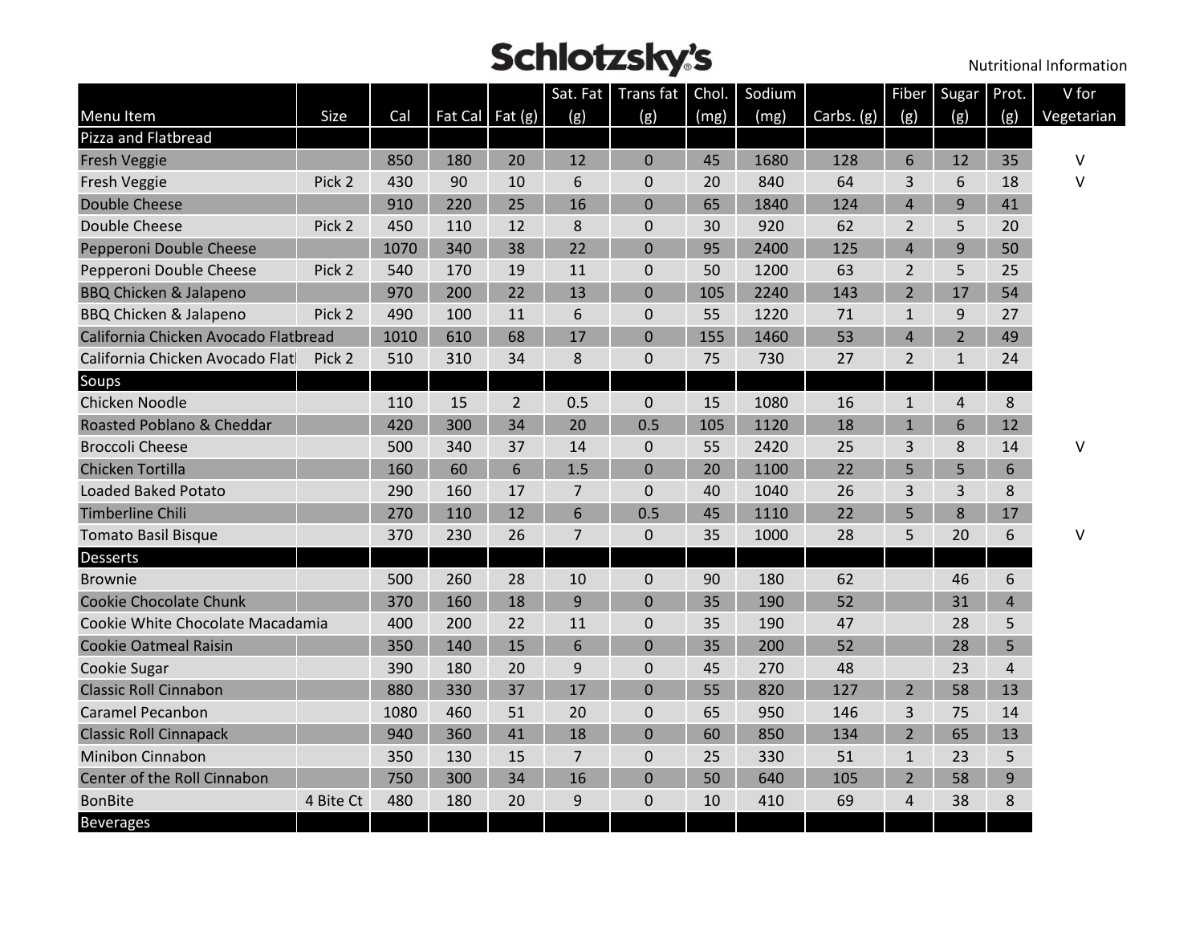# Schlotzsky's

Nutritional Information

| Menu Item | Size | Cal | Fat Cal | Fat (g) | Sat. Fat (g) | Trans fat (g) | Chol. (mg) | Sodium (mg) | Carbs. (g) | Fiber (g) | Sugar (g) | Prot. (g) | V for Vegetarian |
|---|---|---|---|---|---|---|---|---|---|---|---|---|---|
| **Pizza and Flatbread** | | | | | | | | | | | | | |
| Fresh Veggie | | 850 | 180 | 20 | 12 | 0 | 45 | 1680 | 128 | 6 | 12 | 35 | V |
| Fresh Veggie | Pick 2 | 430 | 90 | 10 | 6 | 0 | 20 | 840 | 64 | 3 | 6 | 18 | V |
| Double Cheese | | 910 | 220 | 25 | 16 | 0 | 65 | 1840 | 124 | 4 | 9 | 41 | |
| Double Cheese | Pick 2 | 450 | 110 | 12 | 8 | 0 | 30 | 920 | 62 | 2 | 5 | 20 | |
| Pepperoni Double Cheese | | 1070 | 340 | 38 | 22 | 0 | 95 | 2400 | 125 | 4 | 9 | 50 | |
| Pepperoni Double Cheese | Pick 2 | 540 | 170 | 19 | 11 | 0 | 50 | 1200 | 63 | 2 | 5 | 25 | |
| BBQ Chicken & Jalapeno | | 970 | 200 | 22 | 13 | 0 | 105 | 2240 | 143 | 2 | 17 | 54 | |
| BBQ Chicken & Jalapeno | Pick 2 | 490 | 100 | 11 | 6 | 0 | 55 | 1220 | 71 | 1 | 9 | 27 | |
| California Chicken Avocado Flatbread | | 1010 | 610 | 68 | 17 | 0 | 155 | 1460 | 53 | 4 | 2 | 49 | |
| California Chicken Avocado Flatl | Pick 2 | 510 | 310 | 34 | 8 | 0 | 75 | 730 | 27 | 2 | 1 | 24 | |
| **Soups** | | | | | | | | | | | | | |
| Chicken Noodle | | 110 | 15 | 2 | 0.5 | 0 | 15 | 1080 | 16 | 1 | 4 | 8 | |
| Roasted Poblano & Cheddar | | 420 | 300 | 34 | 20 | 0.5 | 105 | 1120 | 18 | 1 | 6 | 12 | |
| Broccoli Cheese | | 500 | 340 | 37 | 14 | 0 | 55 | 2420 | 25 | 3 | 8 | 14 | V |
| Chicken Tortilla | | 160 | 60 | 6 | 1.5 | 0 | 20 | 1100 | 22 | 5 | 5 | 6 | |
| Loaded Baked Potato | | 290 | 160 | 17 | 7 | 0 | 40 | 1040 | 26 | 3 | 3 | 8 | |
| Timberline Chili | | 270 | 110 | 12 | 6 | 0.5 | 45 | 1110 | 22 | 5 | 8 | 17 | |
| Tomato Basil Bisque | | 370 | 230 | 26 | 7 | 0 | 35 | 1000 | 28 | 5 | 20 | 6 | V |
| **Desserts** | | | | | | | | | | | | | |
| Brownie | | 500 | 260 | 28 | 10 | 0 | 90 | 180 | 62 | | 46 | 6 | |
| Cookie Chocolate Chunk | | 370 | 160 | 18 | 9 | 0 | 35 | 190 | 52 | | 31 | 4 | |
| Cookie White Chocolate Macadamia | | 400 | 200 | 22 | 11 | 0 | 35 | 190 | 47 | | 28 | 5 | |
| Cookie Oatmeal Raisin | | 350 | 140 | 15 | 6 | 0 | 35 | 200 | 52 | | 28 | 5 | |
| Cookie Sugar | | 390 | 180 | 20 | 9 | 0 | 45 | 270 | 48 | | 23 | 4 | |
| Classic Roll Cinnabon | | 880 | 330 | 37 | 17 | 0 | 55 | 820 | 127 | 2 | 58 | 13 | |
| Caramel Pecanbon | | 1080 | 460 | 51 | 20 | 0 | 65 | 950 | 146 | 3 | 75 | 14 | |
| Classic Roll Cinnapack | | 940 | 360 | 41 | 18 | 0 | 60 | 850 | 134 | 2 | 65 | 13 | |
| Minibon Cinnabon | | 350 | 130 | 15 | 7 | 0 | 25 | 330 | 51 | 1 | 23 | 5 | |
| Center of the Roll Cinnabon | | 750 | 300 | 34 | 16 | 0 | 50 | 640 | 105 | 2 | 58 | 9 | |
| BonBite | 4 Bite Ct | 480 | 180 | 20 | 9 | 0 | 10 | 410 | 69 | 4 | 38 | 8 | |
| **Beverages** | | | | | | | | | | | | | |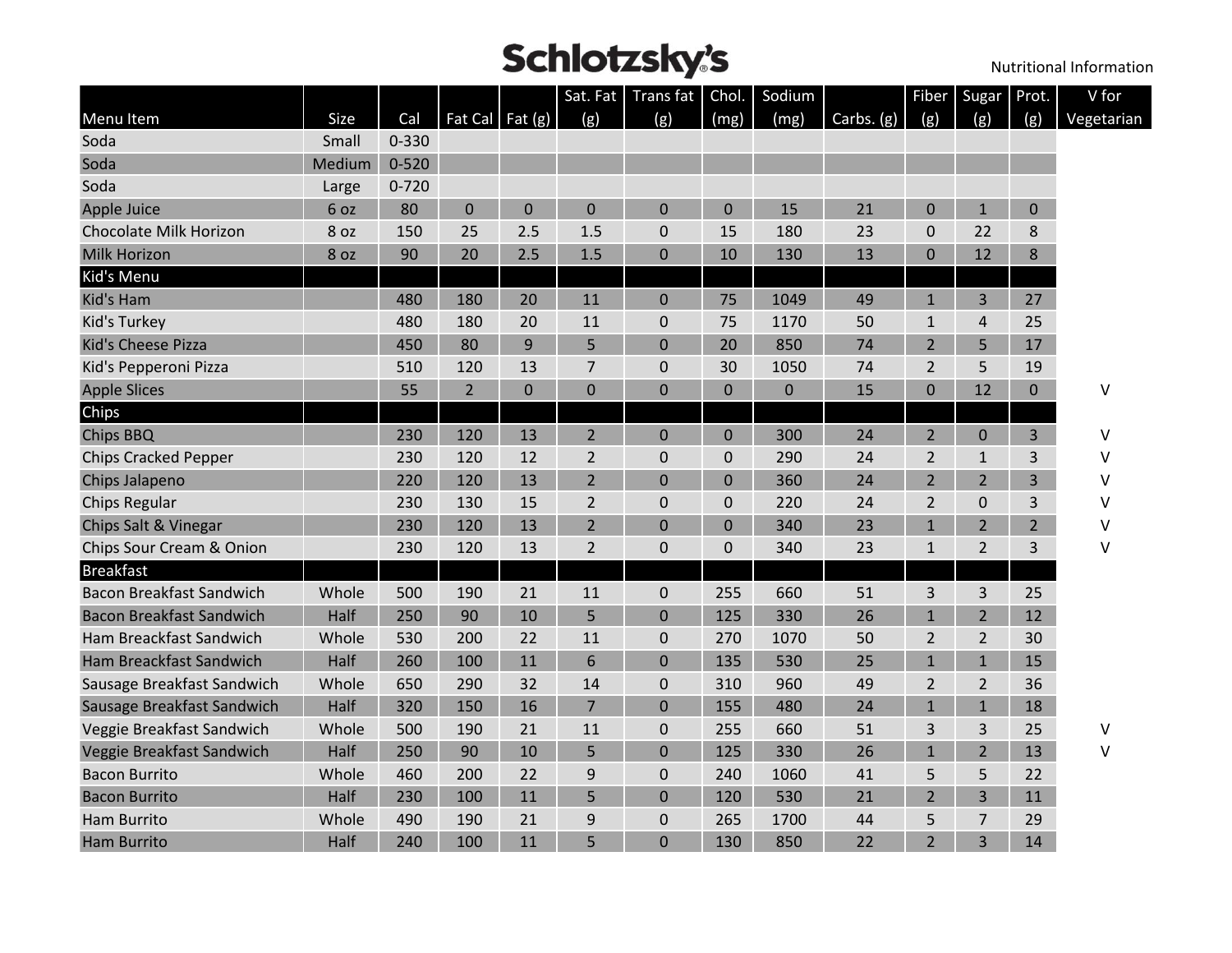# Schlotzsky's

Nutritional Information

| Menu Item | Size | Cal | Fat Cal | Fat (g) | Sat. Fat (g) | Trans fat (g) | Chol. (mg) | Sodium (mg) | Carbs. (g) | Fiber (g) | Sugar (g) | Prot. (g) | V for Vegetarian |
|---|---|---|---|---|---|---|---|---|---|---|---|---|---|
| Soda | Small | 0-330 | | | | | | | | | | | |
| Soda | Medium | 0-520 | | | | | | | | | | | |
| Soda | Large | 0-720 | | | | | | | | | | | |
| Apple Juice | 6 oz | 80 | 0 | 0 | 0 | 0 | 0 | 15 | 21 | 0 | 1 | 0 | |
| Chocolate Milk Horizon | 8 oz | 150 | 25 | 2.5 | 1.5 | 0 | 15 | 180 | 23 | 0 | 22 | 8 | |
| Milk Horizon | 8 oz | 90 | 20 | 2.5 | 1.5 | 0 | 10 | 130 | 13 | 0 | 12 | 8 | |
| Kid's Menu | | | | | | | | | | | | | |
| Kid's Ham | | 480 | 180 | 20 | 11 | 0 | 75 | 1049 | 49 | 1 | 3 | 27 | |
| Kid's Turkey | | 480 | 180 | 20 | 11 | 0 | 75 | 1170 | 50 | 1 | 4 | 25 | |
| Kid's Cheese Pizza | | 450 | 80 | 9 | 5 | 0 | 20 | 850 | 74 | 2 | 5 | 17 | |
| Kid's Pepperoni Pizza | | 510 | 120 | 13 | 7 | 0 | 30 | 1050 | 74 | 2 | 5 | 19 | |
| Apple Slices | | 55 | 2 | 0 | 0 | 0 | 0 | 0 | 15 | 0 | 12 | 0 | V |
| Chips | | | | | | | | | | | | | |
| Chips BBQ | | 230 | 120 | 13 | 2 | 0 | 0 | 300 | 24 | 2 | 0 | 3 | V |
| Chips Cracked Pepper | | 230 | 120 | 12 | 2 | 0 | 0 | 290 | 24 | 2 | 1 | 3 | V |
| Chips Jalapeno | | 220 | 120 | 13 | 2 | 0 | 0 | 360 | 24 | 2 | 2 | 3 | V |
| Chips Regular | | 230 | 130 | 15 | 2 | 0 | 0 | 220 | 24 | 2 | 0 | 3 | V |
| Chips Salt & Vinegar | | 230 | 120 | 13 | 2 | 0 | 0 | 340 | 23 | 1 | 2 | 2 | V |
| Chips Sour Cream & Onion | | 230 | 120 | 13 | 2 | 0 | 0 | 340 | 23 | 1 | 2 | 3 | V |
| Breakfast | | | | | | | | | | | | | |
| Bacon Breakfast Sandwich | Whole | 500 | 190 | 21 | 11 | 0 | 255 | 660 | 51 | 3 | 3 | 25 | |
| Bacon Breakfast Sandwich | Half | 250 | 90 | 10 | 5 | 0 | 125 | 330 | 26 | 1 | 2 | 12 | |
| Ham Breackfast Sandwich | Whole | 530 | 200 | 22 | 11 | 0 | 270 | 1070 | 50 | 2 | 2 | 30 | |
| Ham Breackfast Sandwich | Half | 260 | 100 | 11 | 6 | 0 | 135 | 530 | 25 | 1 | 1 | 15 | |
| Sausage Breakfast Sandwich | Whole | 650 | 290 | 32 | 14 | 0 | 310 | 960 | 49 | 2 | 2 | 36 | |
| Sausage Breakfast Sandwich | Half | 320 | 150 | 16 | 7 | 0 | 155 | 480 | 24 | 1 | 1 | 18 | |
| Veggie Breakfast Sandwich | Whole | 500 | 190 | 21 | 11 | 0 | 255 | 660 | 51 | 3 | 3 | 25 | V |
| Veggie Breakfast Sandwich | Half | 250 | 90 | 10 | 5 | 0 | 125 | 330 | 26 | 1 | 2 | 13 | V |
| Bacon Burrito | Whole | 460 | 200 | 22 | 9 | 0 | 240 | 1060 | 41 | 5 | 5 | 22 | |
| Bacon Burrito | Half | 230 | 100 | 11 | 5 | 0 | 120 | 530 | 21 | 2 | 3 | 11 | |
| Ham Burrito | Whole | 490 | 190 | 21 | 9 | 0 | 265 | 1700 | 44 | 5 | 7 | 29 | |
| Ham Burrito | Half | 240 | 100 | 11 | 5 | 0 | 130 | 850 | 22 | 2 | 3 | 14 | |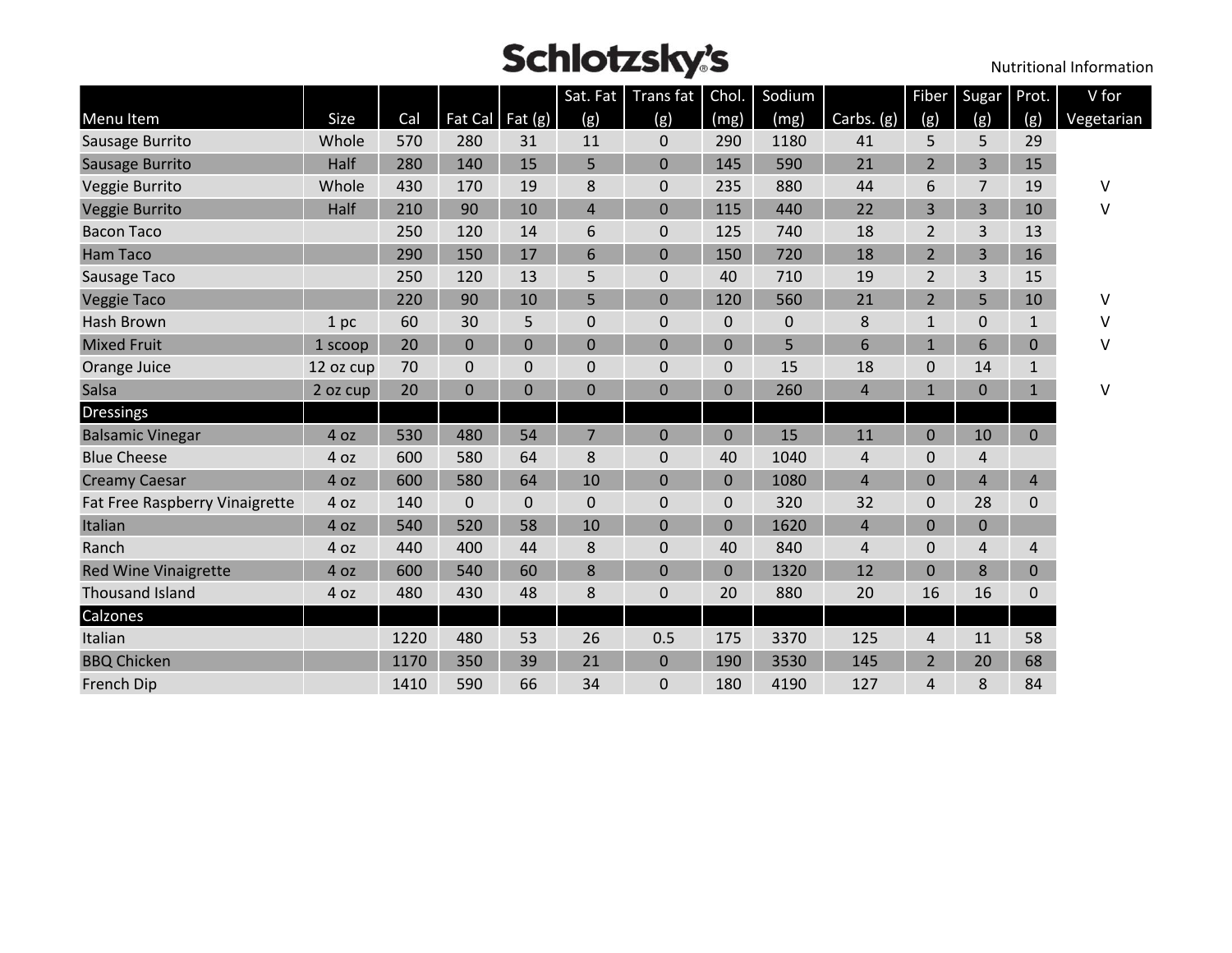# Schlotzsky's

Nutritional Information

| Menu Item | Size | Cal | Fat Cal | Fat (g) | Sat. Fat (g) | Trans fat (g) | Chol. (mg) | Sodium (mg) | Carbs. (g) | Fiber (g) | Sugar (g) | Prot. (g) | V for Vegetarian |
|---|---|---|---|---|---|---|---|---|---|---|---|---|---|
| Sausage Burrito | Whole | 570 | 280 | 31 | 11 | 0 | 290 | 1180 | 41 | 5 | 5 | 29 | |
| Sausage Burrito | Half | 280 | 140 | 15 | 5 | 0 | 145 | 590 | 21 | 2 | 3 | 15 | |
| Veggie Burrito | Whole | 430 | 170 | 19 | 8 | 0 | 235 | 880 | 44 | 6 | 7 | 19 | V |
| Veggie Burrito | Half | 210 | 90 | 10 | 4 | 0 | 115 | 440 | 22 | 3 | 3 | 10 | V |
| Bacon Taco | | 250 | 120 | 14 | 6 | 0 | 125 | 740 | 18 | 2 | 3 | 13 | |
| Ham Taco | | 290 | 150 | 17 | 6 | 0 | 150 | 720 | 18 | 2 | 3 | 16 | |
| Sausage Taco | | 250 | 120 | 13 | 5 | 0 | 40 | 710 | 19 | 2 | 3 | 15 | |
| Veggie Taco | | 220 | 90 | 10 | 5 | 0 | 120 | 560 | 21 | 2 | 5 | 10 | V |
| Hash Brown | 1 pc | 60 | 30 | 5 | 0 | 0 | 0 | 0 | 8 | 1 | 0 | 1 | V |
| Mixed Fruit | 1 scoop | 20 | 0 | 0 | 0 | 0 | 0 | 5 | 6 | 1 | 6 | 0 | V |
| Orange Juice | 12 oz cup | 70 | 0 | 0 | 0 | 0 | 0 | 15 | 18 | 0 | 14 | 1 | |
| Salsa | 2 oz cup | 20 | 0 | 0 | 0 | 0 | 0 | 260 | 4 | 1 | 0 | 1 | V |
| **Dressings** | | | | | | | | | | | | | |
| Balsamic Vinegar | 4 oz | 530 | 480 | 54 | 7 | 0 | 0 | 15 | 11 | 0 | 10 | 0 | |
| Blue Cheese | 4 oz | 600 | 580 | 64 | 8 | 0 | 40 | 1040 | 4 | 0 | 4 | | |
| Creamy Caesar | 4 oz | 600 | 580 | 64 | 10 | 0 | 0 | 1080 | 4 | 0 | 4 | 4 | |
| Fat Free Raspberry Vinaigrette | 4 oz | 140 | 0 | 0 | 0 | 0 | 0 | 320 | 32 | 0 | 28 | 0 | |
| Italian | 4 oz | 540 | 520 | 58 | 10 | 0 | 0 | 1620 | 4 | 0 | 0 | | |
| Ranch | 4 oz | 440 | 400 | 44 | 8 | 0 | 40 | 840 | 4 | 0 | 4 | 4 | |
| Red Wine Vinaigrette | 4 oz | 600 | 540 | 60 | 8 | 0 | 0 | 1320 | 12 | 0 | 8 | 0 | |
| Thousand Island | 4 oz | 480 | 430 | 48 | 8 | 0 | 20 | 880 | 20 | 16 | 16 | 0 | |
| **Calzones** | | | | | | | | | | | | | |
| Italian | | 1220 | 480 | 53 | 26 | 0.5 | 175 | 3370 | 125 | 4 | 11 | 58 | |
| BBQ Chicken | | 1170 | 350 | 39 | 21 | 0 | 190 | 3530 | 145 | 2 | 20 | 68 | |
| French Dip | | 1410 | 590 | 66 | 34 | 0 | 180 | 4190 | 127 | 4 | 8 | 84 | |